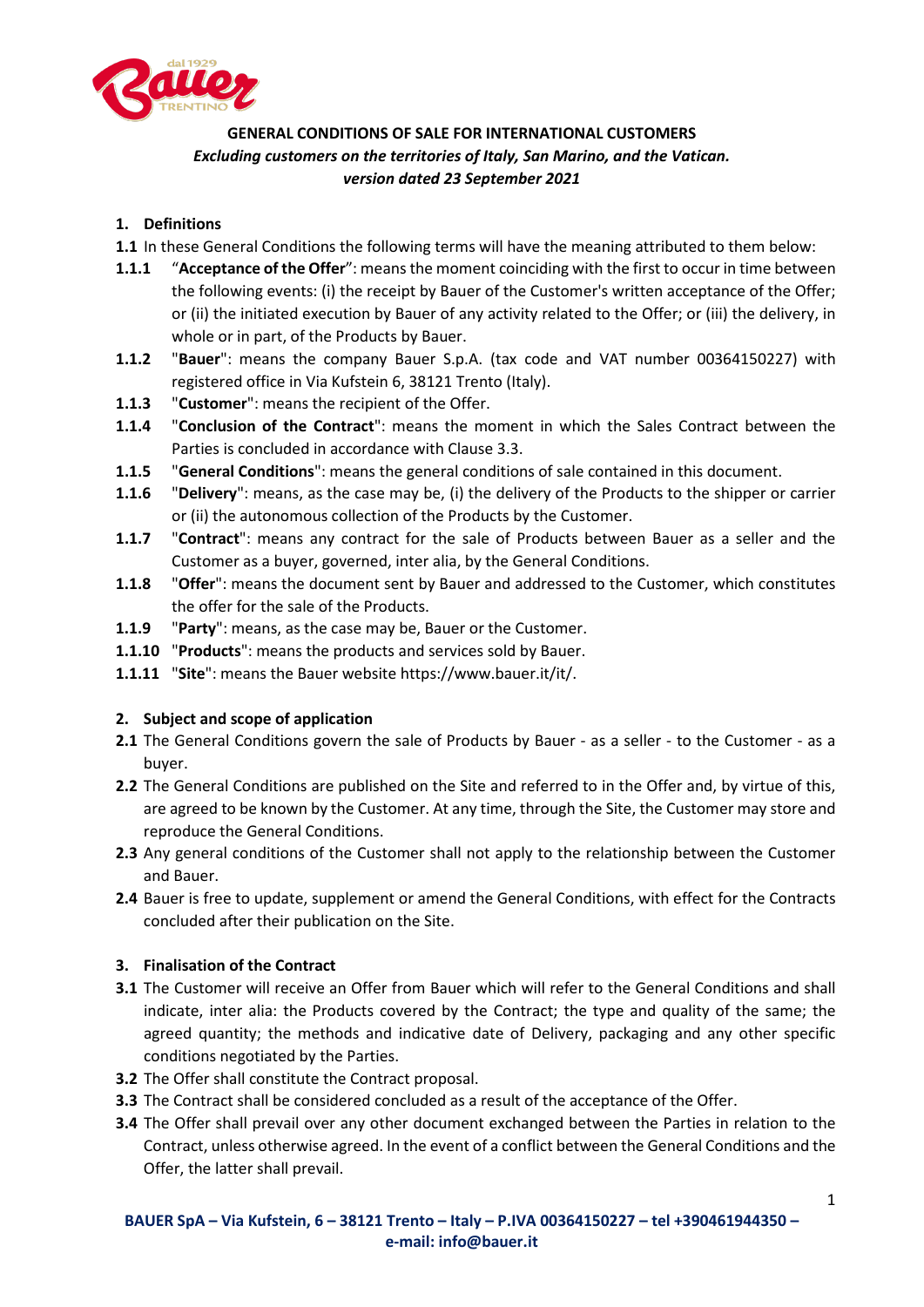# GENERAL CONDITIONS OF SALE FOR INTERNATIONAL CUSTOMERS

***Excluding customers on the territories of Italy, San Marino, and the Vatican.***

***version dated 23 September 2021***

## 1. Definitions

**1.1** In these General Conditions the following terms will have the meaning attributed to them below:

**1.1.1** "**Acceptance of the Offer**": means the moment coinciding with the first to occur in time between the following events: (i) the receipt by Bauer of the Customer's written acceptance of the Offer; or (ii) the initiated execution by Bauer of any activity related to the Offer; or (iii) the delivery, in whole or in part, of the Products by Bauer.

**1.1.2** "**Bauer**": means the company Bauer S.p.A. (tax code and VAT number 00364150227) with registered office in Via Kufstein 6, 38121 Trento (Italy).

**1.1.3** "**Customer**": means the recipient of the Offer.

**1.1.4** "**Conclusion of the Contract**": means the moment in which the Sales Contract between the Parties is concluded in accordance with Clause 3.3.

**1.1.5** "**General Conditions**": means the general conditions of sale contained in this document.

**1.1.6** "**Delivery**": means, as the case may be, (i) the delivery of the Products to the shipper or carrier or (ii) the autonomous collection of the Products by the Customer.

**1.1.7** "**Contract**": means any contract for the sale of Products between Bauer as a seller and the Customer as a buyer, governed, inter alia, by the General Conditions.

**1.1.8** "**Offer**": means the document sent by Bauer and addressed to the Customer, which constitutes the offer for the sale of the Products.

**1.1.9** "**Party**": means, as the case may be, Bauer or the Customer.

**1.1.10** "**Products**": means the products and services sold by Bauer.

**1.1.11** "**Site**": means the Bauer website https://www.bauer.it/it/.

## 2. Subject and scope of application

**2.1** The General Conditions govern the sale of Products by Bauer - as a seller - to the Customer - as a buyer.

**2.2** The General Conditions are published on the Site and referred to in the Offer and, by virtue of this, are agreed to be known by the Customer. At any time, through the Site, the Customer may store and reproduce the General Conditions.

**2.3** Any general conditions of the Customer shall not apply to the relationship between the Customer and Bauer.

**2.4** Bauer is free to update, supplement or amend the General Conditions, with effect for the Contracts concluded after their publication on the Site.

## 3. Finalisation of the Contract

**3.1** The Customer will receive an Offer from Bauer which will refer to the General Conditions and shall indicate, inter alia: the Products covered by the Contract; the type and quality of the same; the agreed quantity; the methods and indicative date of Delivery, packaging and any other specific conditions negotiated by the Parties.

**3.2** The Offer shall constitute the Contract proposal.

**3.3** The Contract shall be considered concluded as a result of the acceptance of the Offer.

**3.4** The Offer shall prevail over any other document exchanged between the Parties in relation to the Contract, unless otherwise agreed. In the event of a conflict between the General Conditions and the Offer, the latter shall prevail.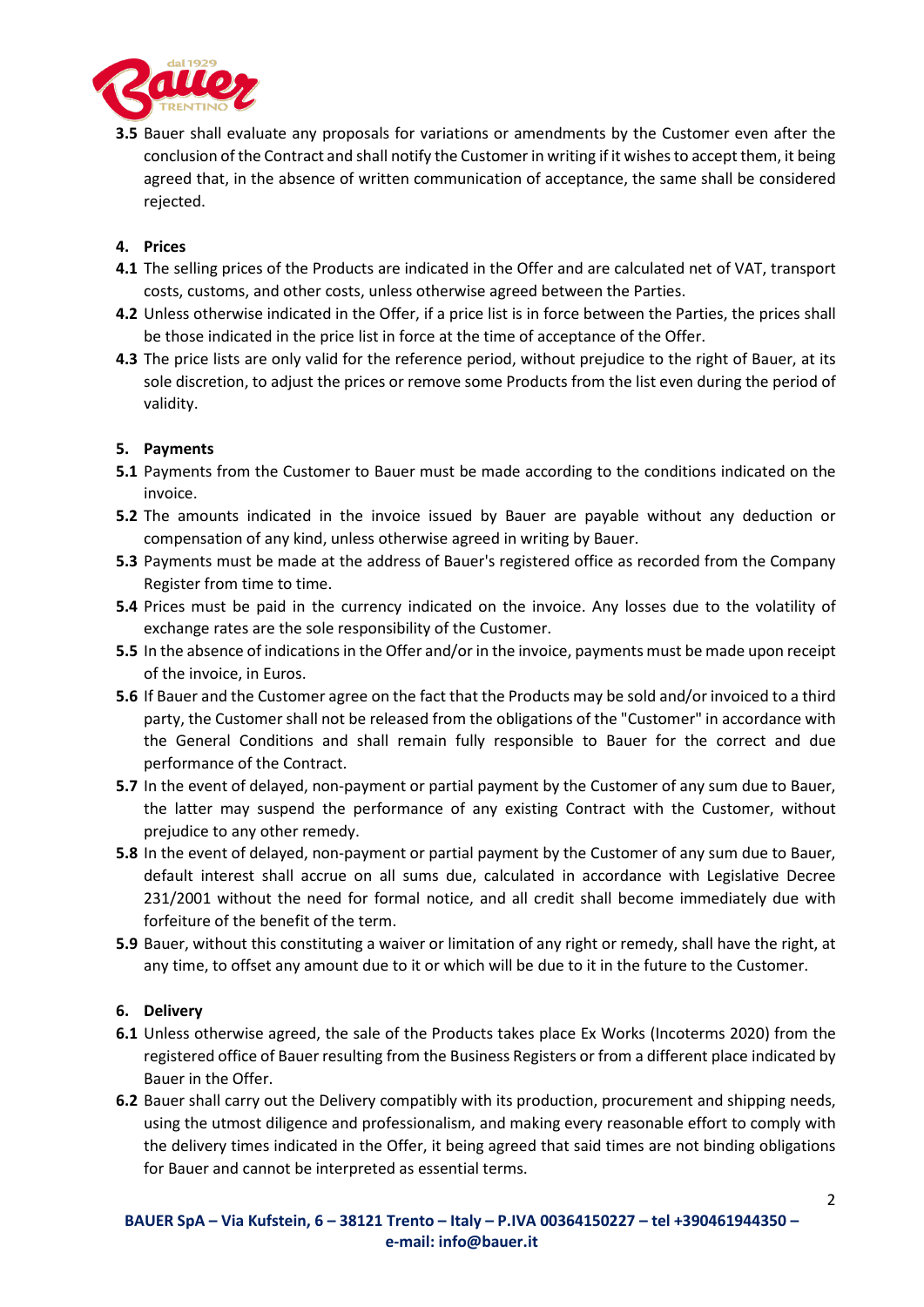**3.5** Bauer shall evaluate any proposals for variations or amendments by the Customer even after the conclusion of the Contract and shall notify the Customer in writing if it wishes to accept them, it being agreed that, in the absence of written communication of acceptance, the same shall be considered rejected.

## 4. Prices

**4.1** The selling prices of the Products are indicated in the Offer and are calculated net of VAT, transport costs, customs, and other costs, unless otherwise agreed between the Parties.

**4.2** Unless otherwise indicated in the Offer, if a price list is in force between the Parties, the prices shall be those indicated in the price list in force at the time of acceptance of the Offer.

**4.3** The price lists are only valid for the reference period, without prejudice to the right of Bauer, at its sole discretion, to adjust the prices or remove some Products from the list even during the period of validity.

## 5. Payments

**5.1** Payments from the Customer to Bauer must be made according to the conditions indicated on the invoice.

**5.2** The amounts indicated in the invoice issued by Bauer are payable without any deduction or compensation of any kind, unless otherwise agreed in writing by Bauer.

**5.3** Payments must be made at the address of Bauer's registered office as recorded from the Company Register from time to time.

**5.4** Prices must be paid in the currency indicated on the invoice. Any losses due to the volatility of exchange rates are the sole responsibility of the Customer.

**5.5** In the absence of indications in the Offer and/or in the invoice, payments must be made upon receipt of the invoice, in Euros.

**5.6** If Bauer and the Customer agree on the fact that the Products may be sold and/or invoiced to a third party, the Customer shall not be released from the obligations of the "Customer" in accordance with the General Conditions and shall remain fully responsible to Bauer for the correct and due performance of the Contract.

**5.7** In the event of delayed, non-payment or partial payment by the Customer of any sum due to Bauer, the latter may suspend the performance of any existing Contract with the Customer, without prejudice to any other remedy.

**5.8** In the event of delayed, non-payment or partial payment by the Customer of any sum due to Bauer, default interest shall accrue on all sums due, calculated in accordance with Legislative Decree 231/2001 without the need for formal notice, and all credit shall become immediately due with forfeiture of the benefit of the term.

**5.9** Bauer, without this constituting a waiver or limitation of any right or remedy, shall have the right, at any time, to offset any amount due to it or which will be due to it in the future to the Customer.

## 6. Delivery

**6.1** Unless otherwise agreed, the sale of the Products takes place Ex Works (Incoterms 2020) from the registered office of Bauer resulting from the Business Registers or from a different place indicated by Bauer in the Offer.

**6.2** Bauer shall carry out the Delivery compatibly with its production, procurement and shipping needs, using the utmost diligence and professionalism, and making every reasonable effort to comply with the delivery times indicated in the Offer, it being agreed that said times are not binding obligations for Bauer and cannot be interpreted as essential terms.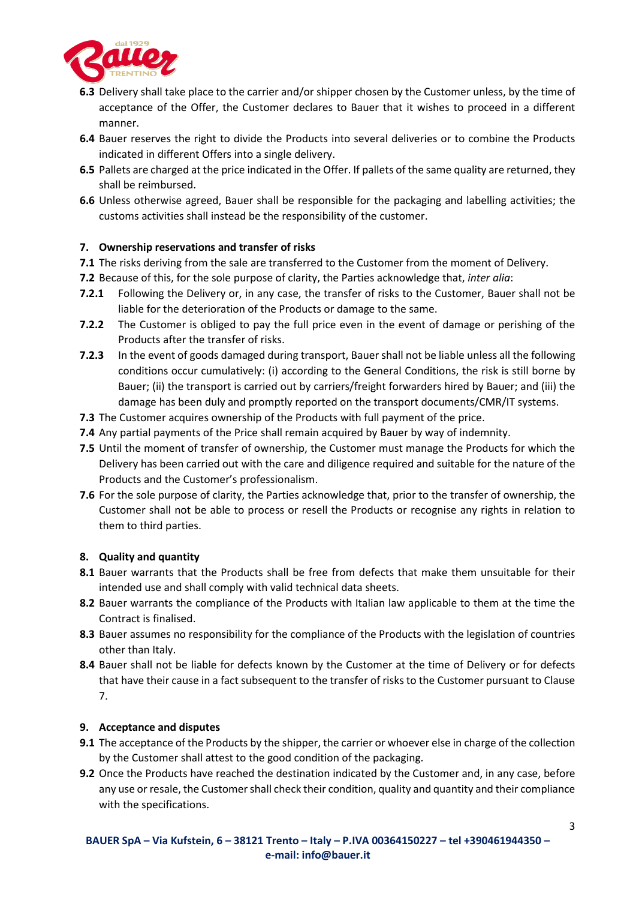**6.3** Delivery shall take place to the carrier and/or shipper chosen by the Customer unless, by the time of acceptance of the Offer, the Customer declares to Bauer that it wishes to proceed in a different manner.

**6.4** Bauer reserves the right to divide the Products into several deliveries or to combine the Products indicated in different Offers into a single delivery.

**6.5** Pallets are charged at the price indicated in the Offer. If pallets of the same quality are returned, they shall be reimbursed.

**6.6** Unless otherwise agreed, Bauer shall be responsible for the packaging and labelling activities; the customs activities shall instead be the responsibility of the customer.

## 7. Ownership reservations and transfer of risks

**7.1** The risks deriving from the sale are transferred to the Customer from the moment of Delivery.

**7.2** Because of this, for the sole purpose of clarity, the Parties acknowledge that, *inter alia*:

**7.2.1** Following the Delivery or, in any case, the transfer of risks to the Customer, Bauer shall not be liable for the deterioration of the Products or damage to the same.

**7.2.2** The Customer is obliged to pay the full price even in the event of damage or perishing of the Products after the transfer of risks.

**7.2.3** In the event of goods damaged during transport, Bauer shall not be liable unless all the following conditions occur cumulatively: (i) according to the General Conditions, the risk is still borne by Bauer; (ii) the transport is carried out by carriers/freight forwarders hired by Bauer; and (iii) the damage has been duly and promptly reported on the transport documents/CMR/IT systems.

**7.3** The Customer acquires ownership of the Products with full payment of the price.

**7.4** Any partial payments of the Price shall remain acquired by Bauer by way of indemnity.

**7.5** Until the moment of transfer of ownership, the Customer must manage the Products for which the Delivery has been carried out with the care and diligence required and suitable for the nature of the Products and the Customer's professionalism.

**7.6** For the sole purpose of clarity, the Parties acknowledge that, prior to the transfer of ownership, the Customer shall not be able to process or resell the Products or recognise any rights in relation to them to third parties.

## 8. Quality and quantity

**8.1** Bauer warrants that the Products shall be free from defects that make them unsuitable for their intended use and shall comply with valid technical data sheets.

**8.2** Bauer warrants the compliance of the Products with Italian law applicable to them at the time the Contract is finalised.

**8.3** Bauer assumes no responsibility for the compliance of the Products with the legislation of countries other than Italy.

**8.4** Bauer shall not be liable for defects known by the Customer at the time of Delivery or for defects that have their cause in a fact subsequent to the transfer of risks to the Customer pursuant to Clause 7.

## 9. Acceptance and disputes

**9.1** The acceptance of the Products by the shipper, the carrier or whoever else in charge of the collection by the Customer shall attest to the good condition of the packaging.

**9.2** Once the Products have reached the destination indicated by the Customer and, in any case, before any use or resale, the Customer shall check their condition, quality and quantity and their compliance with the specifications.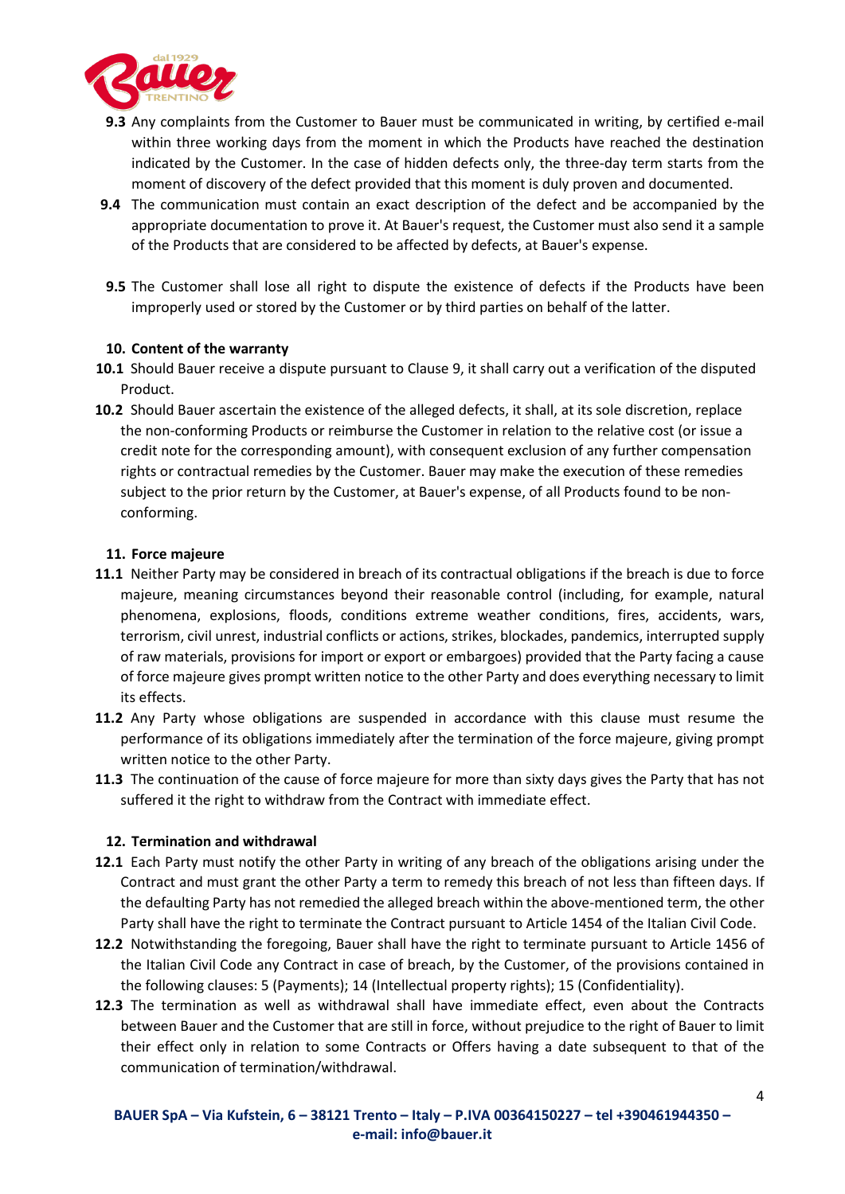**9.3** Any complaints from the Customer to Bauer must be communicated in writing, by certified e-mail within three working days from the moment in which the Products have reached the destination indicated by the Customer. In the case of hidden defects only, the three-day term starts from the moment of discovery of the defect provided that this moment is duly proven and documented.

**9.4** The communication must contain an exact description of the defect and be accompanied by the appropriate documentation to prove it. At Bauer's request, the Customer must also send it a sample of the Products that are considered to be affected by defects, at Bauer's expense.

**9.5** The Customer shall lose all right to dispute the existence of defects if the Products have been improperly used or stored by the Customer or by third parties on behalf of the latter.

## 10. Content of the warranty

**10.1** Should Bauer receive a dispute pursuant to Clause 9, it shall carry out a verification of the disputed Product.

**10.2** Should Bauer ascertain the existence of the alleged defects, it shall, at its sole discretion, replace the non-conforming Products or reimburse the Customer in relation to the relative cost (or issue a credit note for the corresponding amount), with consequent exclusion of any further compensation rights or contractual remedies by the Customer. Bauer may make the execution of these remedies subject to the prior return by the Customer, at Bauer's expense, of all Products found to be non-conforming.

## 11. Force majeure

**11.1** Neither Party may be considered in breach of its contractual obligations if the breach is due to force majeure, meaning circumstances beyond their reasonable control (including, for example, natural phenomena, explosions, floods, conditions extreme weather conditions, fires, accidents, wars, terrorism, civil unrest, industrial conflicts or actions, strikes, blockades, pandemics, interrupted supply of raw materials, provisions for import or export or embargoes) provided that the Party facing a cause of force majeure gives prompt written notice to the other Party and does everything necessary to limit its effects.

**11.2** Any Party whose obligations are suspended in accordance with this clause must resume the performance of its obligations immediately after the termination of the force majeure, giving prompt written notice to the other Party.

**11.3** The continuation of the cause of force majeure for more than sixty days gives the Party that has not suffered it the right to withdraw from the Contract with immediate effect.

## 12. Termination and withdrawal

**12.1** Each Party must notify the other Party in writing of any breach of the obligations arising under the Contract and must grant the other Party a term to remedy this breach of not less than fifteen days. If the defaulting Party has not remedied the alleged breach within the above-mentioned term, the other Party shall have the right to terminate the Contract pursuant to Article 1454 of the Italian Civil Code.

**12.2** Notwithstanding the foregoing, Bauer shall have the right to terminate pursuant to Article 1456 of the Italian Civil Code any Contract in case of breach, by the Customer, of the provisions contained in the following clauses: 5 (Payments); 14 (Intellectual property rights); 15 (Confidentiality).

**12.3** The termination as well as withdrawal shall have immediate effect, even about the Contracts between Bauer and the Customer that are still in force, without prejudice to the right of Bauer to limit their effect only in relation to some Contracts or Offers having a date subsequent to that of the communication of termination/withdrawal.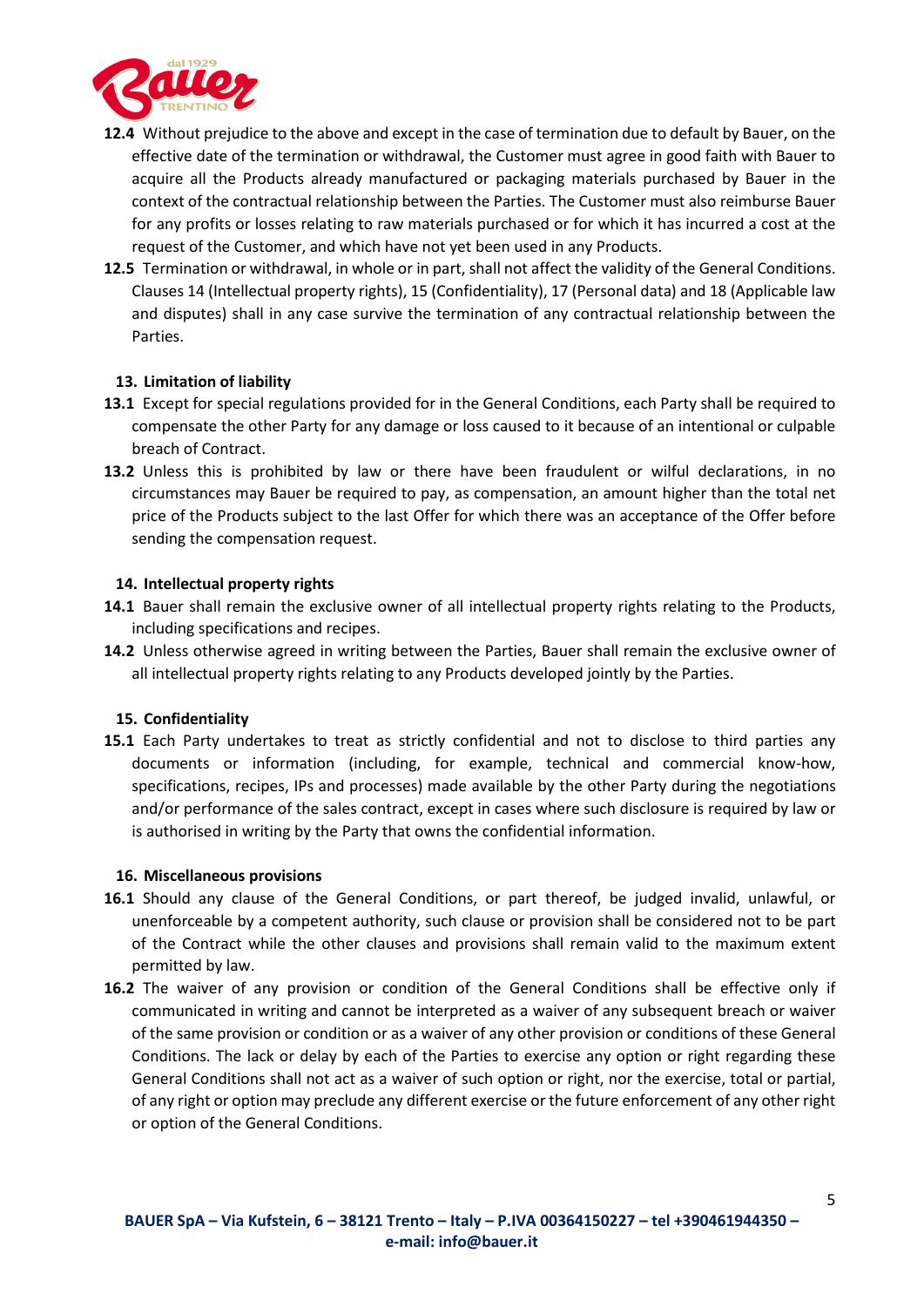**12.4** Without prejudice to the above and except in the case of termination due to default by Bauer, on the effective date of the termination or withdrawal, the Customer must agree in good faith with Bauer to acquire all the Products already manufactured or packaging materials purchased by Bauer in the context of the contractual relationship between the Parties. The Customer must also reimburse Bauer for any profits or losses relating to raw materials purchased or for which it has incurred a cost at the request of the Customer, and which have not yet been used in any Products.

**12.5** Termination or withdrawal, in whole or in part, shall not affect the validity of the General Conditions. Clauses 14 (Intellectual property rights), 15 (Confidentiality), 17 (Personal data) and 18 (Applicable law and disputes) shall in any case survive the termination of any contractual relationship between the Parties.

## 13. Limitation of liability

**13.1** Except for special regulations provided for in the General Conditions, each Party shall be required to compensate the other Party for any damage or loss caused to it because of an intentional or culpable breach of Contract.

**13.2** Unless this is prohibited by law or there have been fraudulent or wilful declarations, in no circumstances may Bauer be required to pay, as compensation, an amount higher than the total net price of the Products subject to the last Offer for which there was an acceptance of the Offer before sending the compensation request.

## 14. Intellectual property rights

**14.1** Bauer shall remain the exclusive owner of all intellectual property rights relating to the Products, including specifications and recipes.

**14.2** Unless otherwise agreed in writing between the Parties, Bauer shall remain the exclusive owner of all intellectual property rights relating to any Products developed jointly by the Parties.

## 15. Confidentiality

**15.1** Each Party undertakes to treat as strictly confidential and not to disclose to third parties any documents or information (including, for example, technical and commercial know-how, specifications, recipes, IPs and processes) made available by the other Party during the negotiations and/or performance of the sales contract, except in cases where such disclosure is required by law or is authorised in writing by the Party that owns the confidential information.

## 16. Miscellaneous provisions

**16.1** Should any clause of the General Conditions, or part thereof, be judged invalid, unlawful, or unenforceable by a competent authority, such clause or provision shall be considered not to be part of the Contract while the other clauses and provisions shall remain valid to the maximum extent permitted by law.

**16.2** The waiver of any provision or condition of the General Conditions shall be effective only if communicated in writing and cannot be interpreted as a waiver of any subsequent breach or waiver of the same provision or condition or as a waiver of any other provision or conditions of these General Conditions. The lack or delay by each of the Parties to exercise any option or right regarding these General Conditions shall not act as a waiver of such option or right, nor the exercise, total or partial, of any right or option may preclude any different exercise or the future enforcement of any other right or option of the General Conditions.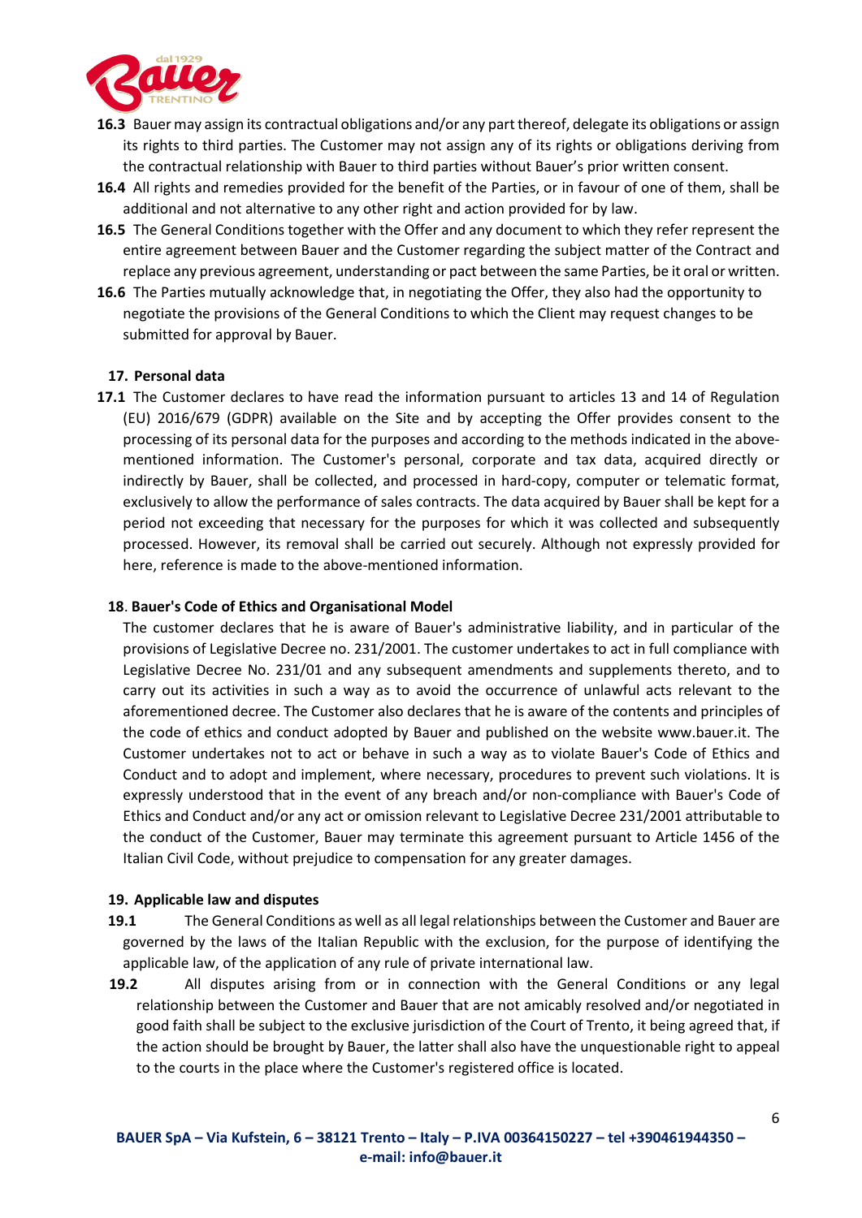**16.3** Bauer may assign its contractual obligations and/or any part thereof, delegate its obligations or assign its rights to third parties. The Customer may not assign any of its rights or obligations deriving from the contractual relationship with Bauer to third parties without Bauer's prior written consent.

**16.4** All rights and remedies provided for the benefit of the Parties, or in favour of one of them, shall be additional and not alternative to any other right and action provided for by law.

**16.5** The General Conditions together with the Offer and any document to which they refer represent the entire agreement between Bauer and the Customer regarding the subject matter of the Contract and replace any previous agreement, understanding or pact between the same Parties, be it oral or written.

**16.6** The Parties mutually acknowledge that, in negotiating the Offer, they also had the opportunity to negotiate the provisions of the General Conditions to which the Client may request changes to be submitted for approval by Bauer.

## 17. Personal data

**17.1** The Customer declares to have read the information pursuant to articles 13 and 14 of Regulation (EU) 2016/679 (GDPR) available on the Site and by accepting the Offer provides consent to the processing of its personal data for the purposes and according to the methods indicated in the above-mentioned information. The Customer's personal, corporate and tax data, acquired directly or indirectly by Bauer, shall be collected, and processed in hard-copy, computer or telematic format, exclusively to allow the performance of sales contracts. The data acquired by Bauer shall be kept for a period not exceeding that necessary for the purposes for which it was collected and subsequently processed. However, its removal shall be carried out securely. Although not expressly provided for here, reference is made to the above-mentioned information.

## 18. Bauer's Code of Ethics and Organisational Model

The customer declares that he is aware of Bauer's administrative liability, and in particular of the provisions of Legislative Decree no. 231/2001. The customer undertakes to act in full compliance with Legislative Decree No. 231/01 and any subsequent amendments and supplements thereto, and to carry out its activities in such a way as to avoid the occurrence of unlawful acts relevant to the aforementioned decree. The Customer also declares that he is aware of the contents and principles of the code of ethics and conduct adopted by Bauer and published on the website www.bauer.it. The Customer undertakes not to act or behave in such a way as to violate Bauer's Code of Ethics and Conduct and to adopt and implement, where necessary, procedures to prevent such violations. It is expressly understood that in the event of any breach and/or non-compliance with Bauer's Code of Ethics and Conduct and/or any act or omission relevant to Legislative Decree 231/2001 attributable to the conduct of the Customer, Bauer may terminate this agreement pursuant to Article 1456 of the Italian Civil Code, without prejudice to compensation for any greater damages.

## 19. Applicable law and disputes

**19.1** The General Conditions as well as all legal relationships between the Customer and Bauer are governed by the laws of the Italian Republic with the exclusion, for the purpose of identifying the applicable law, of the application of any rule of private international law.

**19.2** All disputes arising from or in connection with the General Conditions or any legal relationship between the Customer and Bauer that are not amicably resolved and/or negotiated in good faith shall be subject to the exclusive jurisdiction of the Court of Trento, it being agreed that, if the action should be brought by Bauer, the latter shall also have the unquestionable right to appeal to the courts in the place where the Customer's registered office is located.